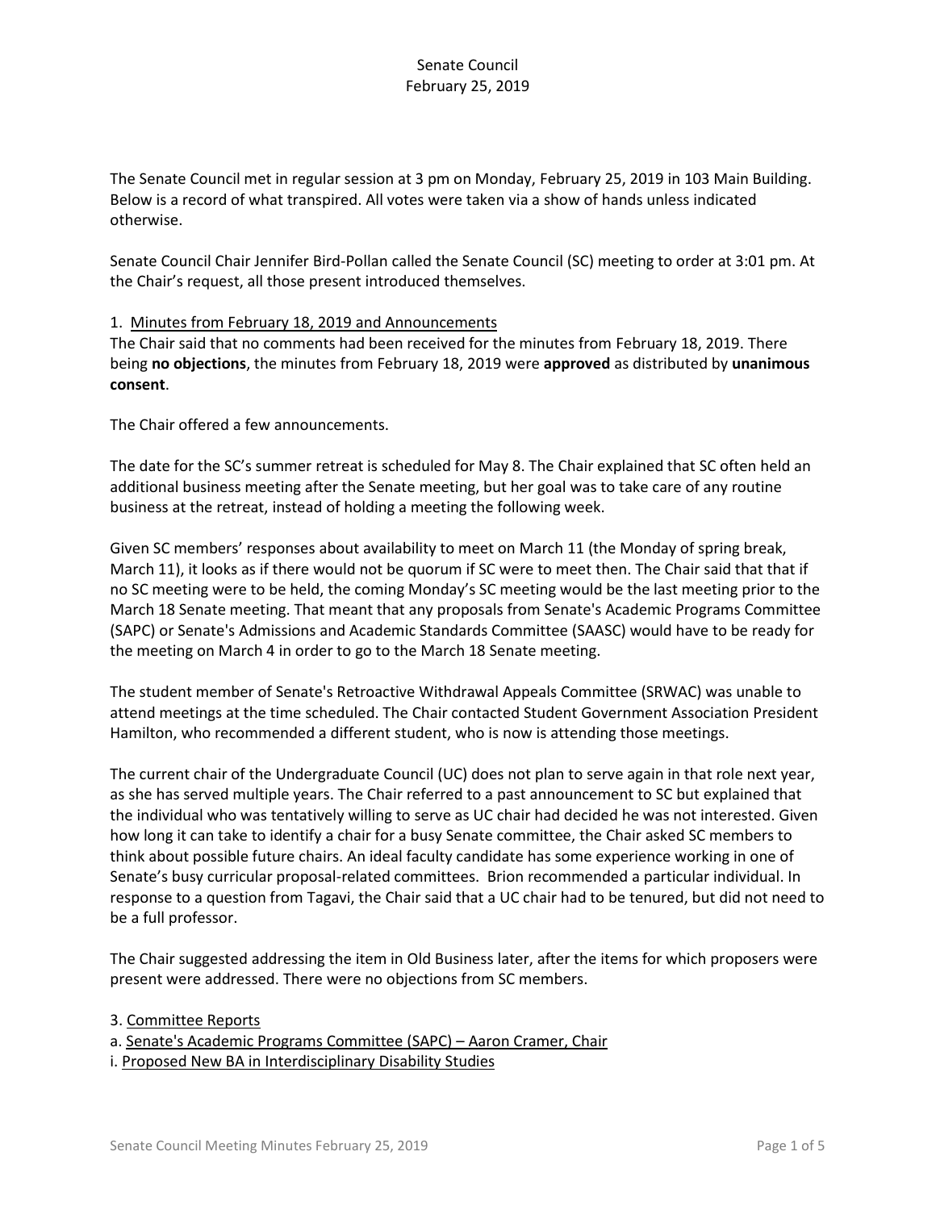Senate Council
February 25, 2019

The Senate Council met in regular session at 3 pm on Monday, February 25, 2019 in 103 Main Building. Below is a record of what transpired. All votes were taken via a show of hands unless indicated otherwise.

Senate Council Chair Jennifer Bird-Pollan called the Senate Council (SC) meeting to order at 3:01 pm. At the Chair's request, all those present introduced themselves.

1. Minutes from February 18, 2019 and Announcements

The Chair said that no comments had been received for the minutes from February 18, 2019. There being **no objections**, the minutes from February 18, 2019 were **approved** as distributed by **unanimous consent**.

The Chair offered a few announcements.

The date for the SC's summer retreat is scheduled for May 8. The Chair explained that SC often held an additional business meeting after the Senate meeting, but her goal was to take care of any routine business at the retreat, instead of holding a meeting the following week.

Given SC members' responses about availability to meet on March 11 (the Monday of spring break, March 11), it looks as if there would not be quorum if SC were to meet then. The Chair said that that if no SC meeting were to be held, the coming Monday's SC meeting would be the last meeting prior to the March 18 Senate meeting. That meant that any proposals from Senate's Academic Programs Committee (SAPC) or Senate's Admissions and Academic Standards Committee (SAASC) would have to be ready for the meeting on March 4 in order to go to the March 18 Senate meeting.

The student member of Senate's Retroactive Withdrawal Appeals Committee (SRWAC) was unable to attend meetings at the time scheduled. The Chair contacted Student Government Association President Hamilton, who recommended a different student, who is now is attending those meetings.

The current chair of the Undergraduate Council (UC) does not plan to serve again in that role next year, as she has served multiple years. The Chair referred to a past announcement to SC but explained that the individual who was tentatively willing to serve as UC chair had decided he was not interested. Given how long it can take to identify a chair for a busy Senate committee, the Chair asked SC members to think about possible future chairs. An ideal faculty candidate has some experience working in one of Senate's busy curricular proposal-related committees. Brion recommended a particular individual. In response to a question from Tagavi, the Chair said that a UC chair had to be tenured, but did not need to be a full professor.

The Chair suggested addressing the item in Old Business later, after the items for which proposers were present were addressed. There were no objections from SC members.

3. Committee Reports

a. Senate's Academic Programs Committee (SAPC) – Aaron Cramer, Chair

i. Proposed New BA in Interdisciplinary Disability Studies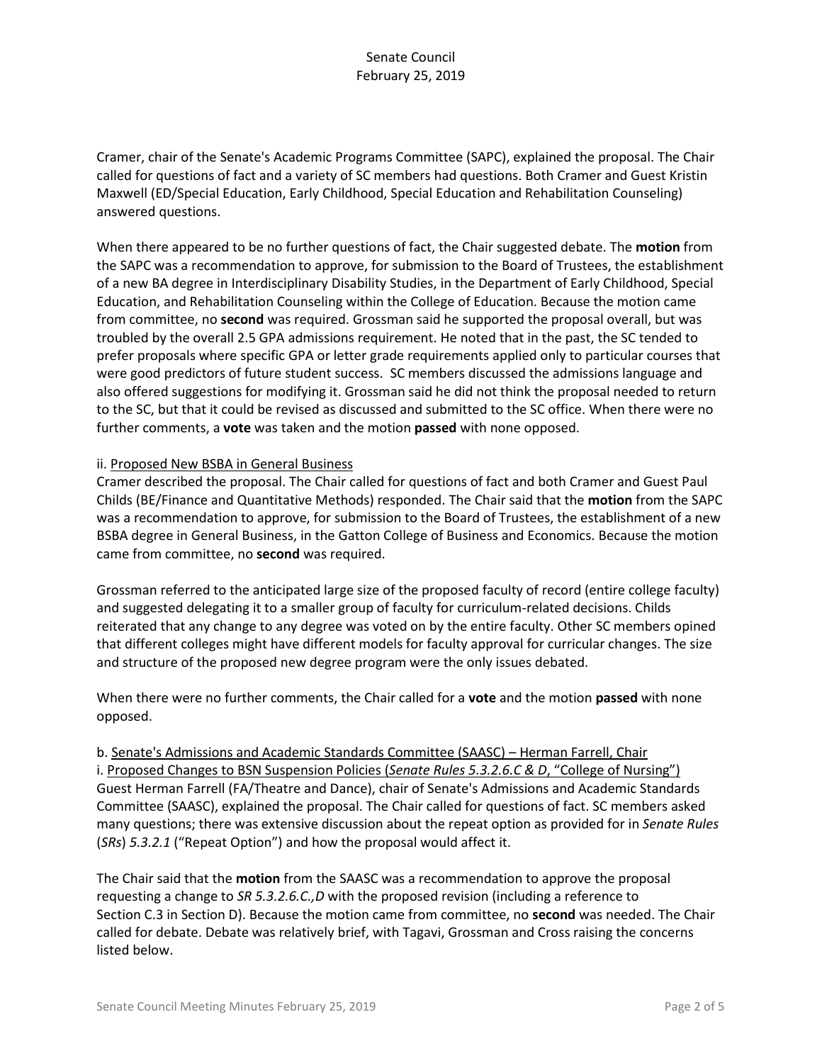Cramer, chair of the Senate's Academic Programs Committee (SAPC), explained the proposal. The Chair called for questions of fact and a variety of SC members had questions. Both Cramer and Guest Kristin Maxwell (ED/Special Education, Early Childhood, Special Education and Rehabilitation Counseling) answered questions.

When there appeared to be no further questions of fact, the Chair suggested debate. The **motion** from the SAPC was a recommendation to approve, for submission to the Board of Trustees, the establishment of a new BA degree in Interdisciplinary Disability Studies, in the Department of Early Childhood, Special Education, and Rehabilitation Counseling within the College of Education. Because the motion came from committee, no **second** was required. Grossman said he supported the proposal overall, but was troubled by the overall 2.5 GPA admissions requirement. He noted that in the past, the SC tended to prefer proposals where specific GPA or letter grade requirements applied only to particular courses that were good predictors of future student success. SC members discussed the admissions language and also offered suggestions for modifying it. Grossman said he did not think the proposal needed to return to the SC, but that it could be revised as discussed and submitted to the SC office. When there were no further comments, a **vote** was taken and the motion **passed** with none opposed.

ii. <u>Proposed New BSBA in General Business</u>
Cramer described the proposal. The Chair called for questions of fact and both Cramer and Guest Paul Childs (BE/Finance and Quantitative Methods) responded. The Chair said that the **motion** from the SAPC was a recommendation to approve, for submission to the Board of Trustees, the establishment of a new BSBA degree in General Business, in the Gatton College of Business and Economics. Because the motion came from committee, no **second** was required.

Grossman referred to the anticipated large size of the proposed faculty of record (entire college faculty) and suggested delegating it to a smaller group of faculty for curriculum-related decisions. Childs reiterated that any change to any degree was voted on by the entire faculty. Other SC members opined that different colleges might have different models for faculty approval for curricular changes. The size and structure of the proposed new degree program were the only issues debated.

When there were no further comments, the Chair called for a **vote** and the motion **passed** with none opposed.

b. <u>Senate's Admissions and Academic Standards Committee (SAASC) – Herman Farrell, Chair</u>
i. <u>Proposed Changes to BSN Suspension Policies (*Senate Rules 5.3.2.6.C & D*, "College of Nursing")</u>
Guest Herman Farrell (FA/Theatre and Dance), chair of Senate's Admissions and Academic Standards Committee (SAASC), explained the proposal. The Chair called for questions of fact. SC members asked many questions; there was extensive discussion about the repeat option as provided for in *Senate Rules* (*SRs*) *5.3.2.1* ("Repeat Option") and how the proposal would affect it.

The Chair said that the **motion** from the SAASC was a recommendation to approve the proposal requesting a change to *SR 5.3.2.6.C.,D* with the proposed revision (including a reference to Section C.3 in Section D). Because the motion came from committee, no **second** was needed. The Chair called for debate. Debate was relatively brief, with Tagavi, Grossman and Cross raising the concerns listed below.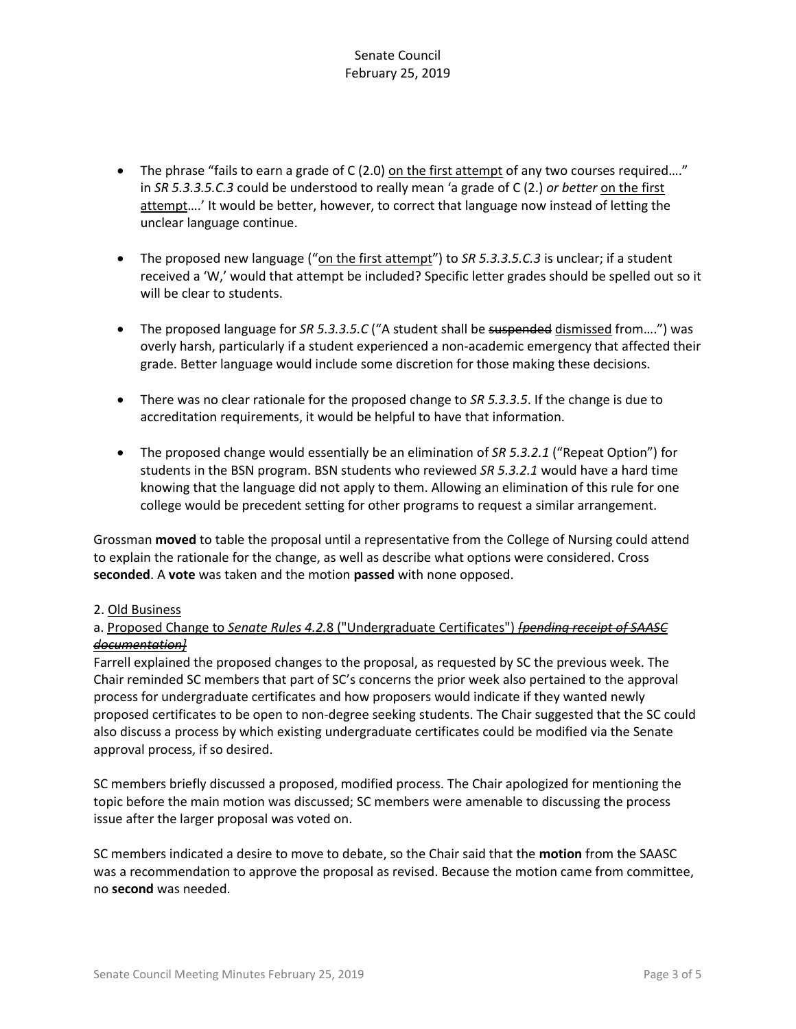- The phrase "fails to earn a grade of C (2.0) <u>on the first attempt</u> of any two courses required…." in *SR 5.3.3.5.C.3* could be understood to really mean 'a grade of C (2.) *or better* <u>on the first attempt</u>….' It would be better, however, to correct that language now instead of letting the unclear language continue.

- The proposed new language ("<u>on the first attempt</u>") to *SR 5.3.3.5.C.3* is unclear; if a student received a 'W,' would that attempt be included? Specific letter grades should be spelled out so it will be clear to students.

- The proposed language for *SR 5.3.3.5.C* ("A student shall be ~~suspended~~ <u>dismissed</u> from….") was overly harsh, particularly if a student experienced a non-academic emergency that affected their grade. Better language would include some discretion for those making these decisions.

- There was no clear rationale for the proposed change to *SR 5.3.3.5*. If the change is due to accreditation requirements, it would be helpful to have that information.

- The proposed change would essentially be an elimination of *SR 5.3.2.1* ("Repeat Option") for students in the BSN program. BSN students who reviewed *SR 5.3.2.1* would have a hard time knowing that the language did not apply to them. Allowing an elimination of this rule for one college would be precedent setting for other programs to request a similar arrangement.

Grossman **moved** to table the proposal until a representative from the College of Nursing could attend to explain the rationale for the change, as well as describe what options were considered. Cross **seconded**. A **vote** was taken and the motion **passed** with none opposed.

2. <u>Old Business</u>

a. <u>Proposed Change to *Senate Rules 4.2.*8 ("Undergraduate Certificates")</u> ~~*[pending receipt of SAASC documentation]*~~

Farrell explained the proposed changes to the proposal, as requested by SC the previous week. The Chair reminded SC members that part of SC's concerns the prior week also pertained to the approval process for undergraduate certificates and how proposers would indicate if they wanted newly proposed certificates to be open to non-degree seeking students. The Chair suggested that the SC could also discuss a process by which existing undergraduate certificates could be modified via the Senate approval process, if so desired.

SC members briefly discussed a proposed, modified process. The Chair apologized for mentioning the topic before the main motion was discussed; SC members were amenable to discussing the process issue after the larger proposal was voted on.

SC members indicated a desire to move to debate, so the Chair said that the **motion** from the SAASC was a recommendation to approve the proposal as revised. Because the motion came from committee, no **second** was needed.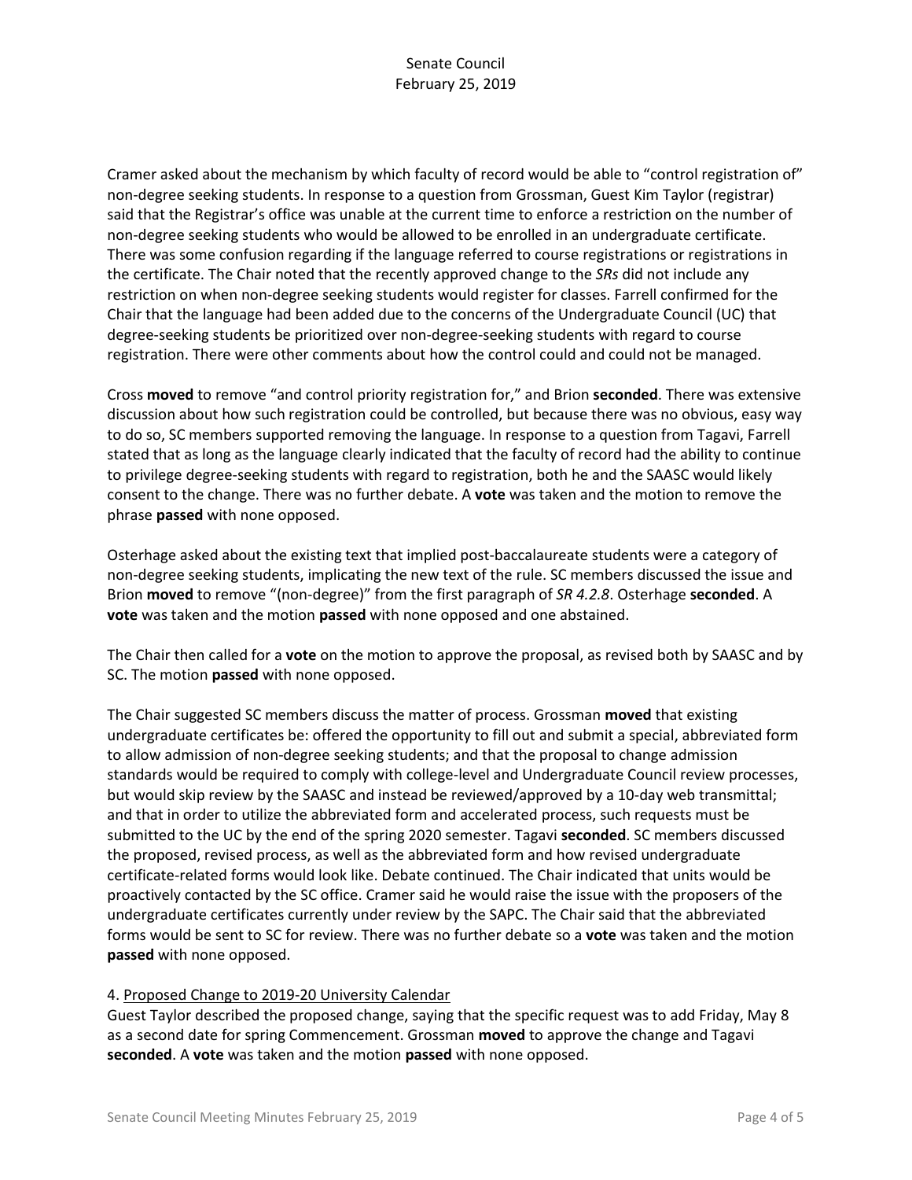Cramer asked about the mechanism by which faculty of record would be able to "control registration of" non-degree seeking students. In response to a question from Grossman, Guest Kim Taylor (registrar) said that the Registrar's office was unable at the current time to enforce a restriction on the number of non-degree seeking students who would be allowed to be enrolled in an undergraduate certificate. There was some confusion regarding if the language referred to course registrations or registrations in the certificate. The Chair noted that the recently approved change to the *SRs* did not include any restriction on when non-degree seeking students would register for classes. Farrell confirmed for the Chair that the language had been added due to the concerns of the Undergraduate Council (UC) that degree-seeking students be prioritized over non-degree-seeking students with regard to course registration. There were other comments about how the control could and could not be managed.

Cross **moved** to remove "and control priority registration for," and Brion **seconded**. There was extensive discussion about how such registration could be controlled, but because there was no obvious, easy way to do so, SC members supported removing the language. In response to a question from Tagavi, Farrell stated that as long as the language clearly indicated that the faculty of record had the ability to continue to privilege degree-seeking students with regard to registration, both he and the SAASC would likely consent to the change. There was no further debate. A **vote** was taken and the motion to remove the phrase **passed** with none opposed.

Osterhage asked about the existing text that implied post-baccalaureate students were a category of non-degree seeking students, implicating the new text of the rule. SC members discussed the issue and Brion **moved** to remove "(non-degree)" from the first paragraph of *SR 4.2.8*. Osterhage **seconded**. A **vote** was taken and the motion **passed** with none opposed and one abstained.

The Chair then called for a **vote** on the motion to approve the proposal, as revised both by SAASC and by SC. The motion **passed** with none opposed.

The Chair suggested SC members discuss the matter of process. Grossman **moved** that existing undergraduate certificates be: offered the opportunity to fill out and submit a special, abbreviated form to allow admission of non-degree seeking students; and that the proposal to change admission standards would be required to comply with college-level and Undergraduate Council review processes, but would skip review by the SAASC and instead be reviewed/approved by a 10-day web transmittal; and that in order to utilize the abbreviated form and accelerated process, such requests must be submitted to the UC by the end of the spring 2020 semester. Tagavi **seconded**. SC members discussed the proposed, revised process, as well as the abbreviated form and how revised undergraduate certificate-related forms would look like. Debate continued. The Chair indicated that units would be proactively contacted by the SC office. Cramer said he would raise the issue with the proposers of the undergraduate certificates currently under review by the SAPC. The Chair said that the abbreviated forms would be sent to SC for review. There was no further debate so a **vote** was taken and the motion **passed** with none opposed.

4. <u>Proposed Change to 2019-20 University Calendar</u>

Guest Taylor described the proposed change, saying that the specific request was to add Friday, May 8 as a second date for spring Commencement. Grossman **moved** to approve the change and Tagavi **seconded**. A **vote** was taken and the motion **passed** with none opposed.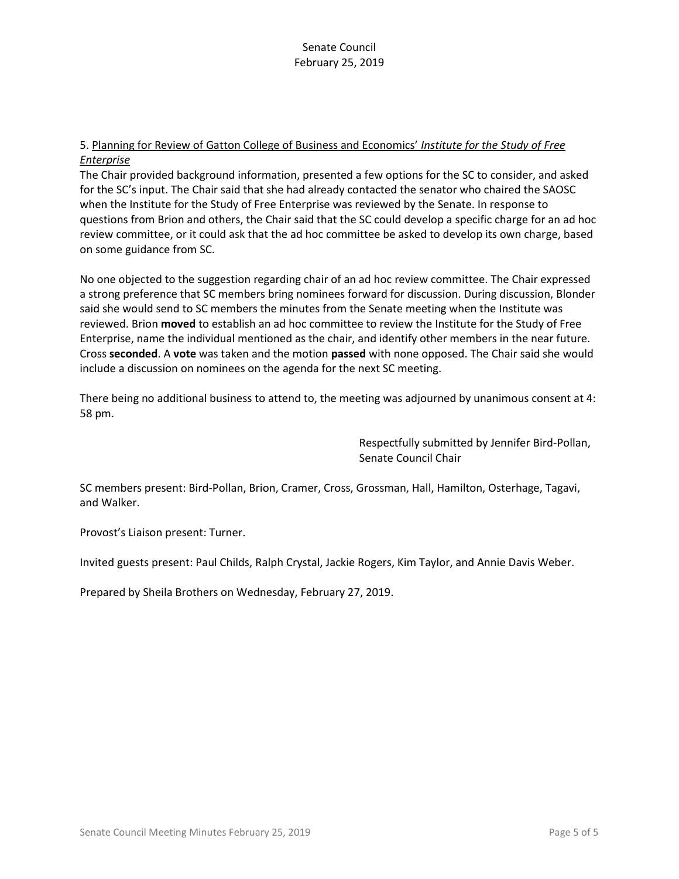5. Planning for Review of Gatton College of Business and Economics' *Institute for the Study of Free Enterprise*

The Chair provided background information, presented a few options for the SC to consider, and asked for the SC's input. The Chair said that she had already contacted the senator who chaired the SAOSC when the Institute for the Study of Free Enterprise was reviewed by the Senate. In response to questions from Brion and others, the Chair said that the SC could develop a specific charge for an ad hoc review committee, or it could ask that the ad hoc committee be asked to develop its own charge, based on some guidance from SC.

No one objected to the suggestion regarding chair of an ad hoc review committee. The Chair expressed a strong preference that SC members bring nominees forward for discussion. During discussion, Blonder said she would send to SC members the minutes from the Senate meeting when the Institute was reviewed. Brion **moved** to establish an ad hoc committee to review the Institute for the Study of Free Enterprise, name the individual mentioned as the chair, and identify other members in the near future. Cross **seconded**. A **vote** was taken and the motion **passed** with none opposed. The Chair said she would include a discussion on nominees on the agenda for the next SC meeting.

There being no additional business to attend to, the meeting was adjourned by unanimous consent at 4: 58 pm.

Respectfully submitted by Jennifer Bird-Pollan,
Senate Council Chair

SC members present: Bird-Pollan, Brion, Cramer, Cross, Grossman, Hall, Hamilton, Osterhage, Tagavi, and Walker.

Provost's Liaison present: Turner.

Invited guests present: Paul Childs, Ralph Crystal, Jackie Rogers, Kim Taylor, and Annie Davis Weber.

Prepared by Sheila Brothers on Wednesday, February 27, 2019.